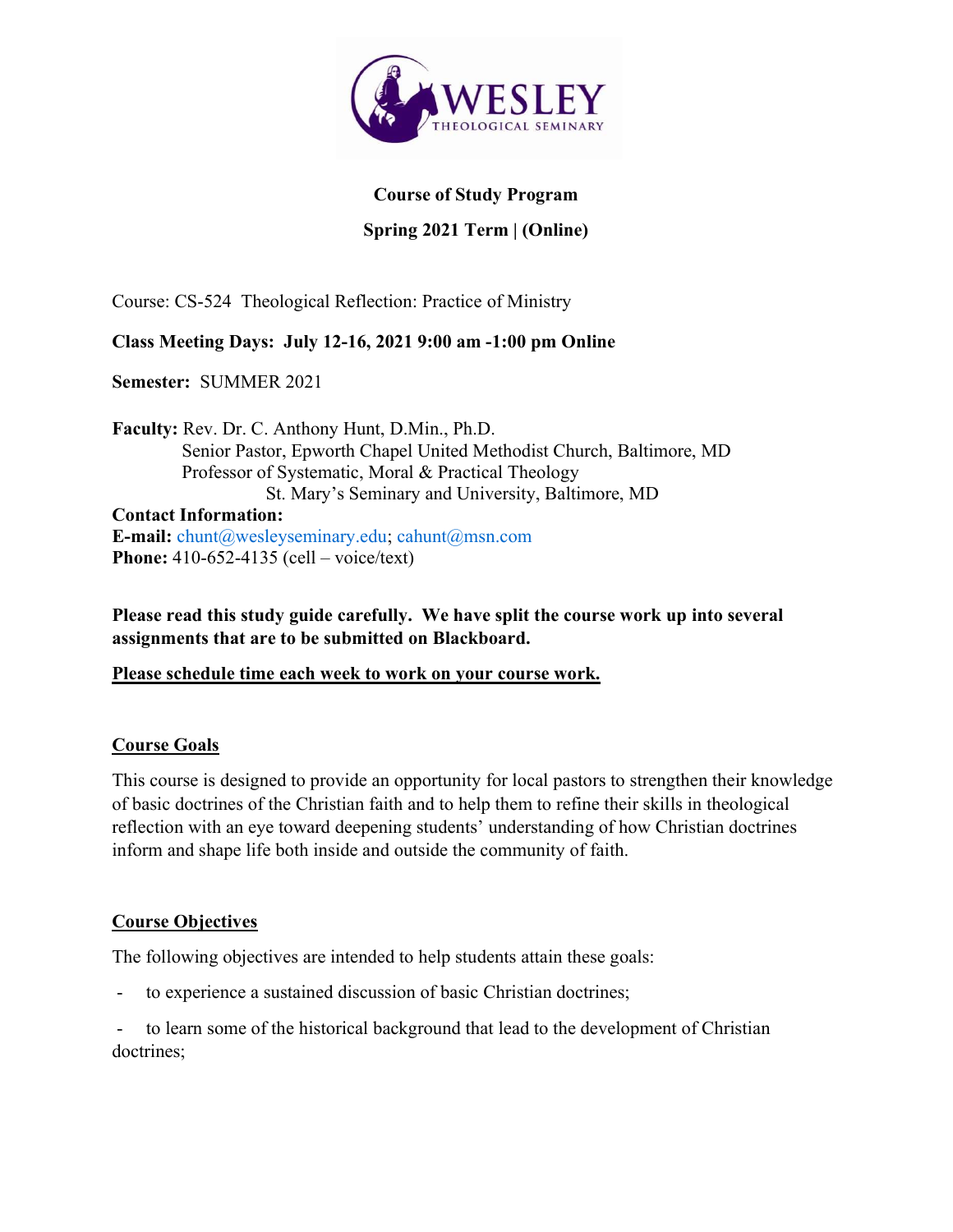**Course of Study Program**

**Spring 2021 Term | (Online)**

Course: CS-524 Theological Reflection: Practice of Ministry

**Class Meeting Days: July 12-16, 2021 9:00 am -1:00 pm Online**

**Semester:** SUMMER 2021

**Faculty:** Rev. Dr. C. Anthony Hunt, D.Min., Ph.D.
Senior Pastor, Epworth Chapel United Methodist Church, Baltimore, MD
Professor of Systematic, Moral & Practical Theology
St. Mary's Seminary and University, Baltimore, MD

**Contact Information:**
**E-mail:** chunt@wesleyseminary.edu; cahunt@msn.com
**Phone:** 410-652-4135 (cell – voice/text)

**Please read this study guide carefully. We have split the course work up into several assignments that are to be submitted on Blackboard.**

**Please schedule time each week to work on your course work.**

## Course Goals

This course is designed to provide an opportunity for local pastors to strengthen their knowledge of basic doctrines of the Christian faith and to help them to refine their skills in theological reflection with an eye toward deepening students' understanding of how Christian doctrines inform and shape life both inside and outside the community of faith.

## Course Objectives

The following objectives are intended to help students attain these goals:

- to experience a sustained discussion of basic Christian doctrines;
- to learn some of the historical background that lead to the development of Christian doctrines;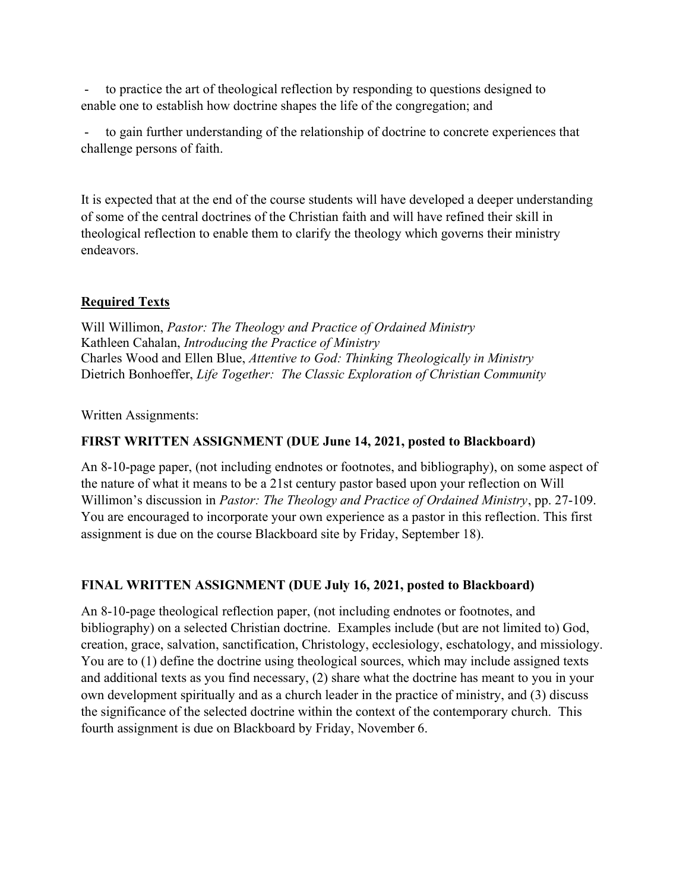- to practice the art of theological reflection by responding to questions designed to enable one to establish how doctrine shapes the life of the congregation; and

- to gain further understanding of the relationship of doctrine to concrete experiences that challenge persons of faith.

It is expected that at the end of the course students will have developed a deeper understanding of some of the central doctrines of the Christian faith and will have refined their skill in theological reflection to enable them to clarify the theology which governs their ministry endeavors.

**Required Texts**

Will Willimon, *Pastor: The Theology and Practice of Ordained Ministry*
Kathleen Cahalan, *Introducing the Practice of Ministry*
Charles Wood and Ellen Blue, *Attentive to God: Thinking Theologically in Ministry*
Dietrich Bonhoeffer, *Life Together: The Classic Exploration of Christian Community*

Written Assignments:

**FIRST WRITTEN ASSIGNMENT (DUE June 14, 2021, posted to Blackboard)**

An 8-10-page paper, (not including endnotes or footnotes, and bibliography), on some aspect of the nature of what it means to be a 21st century pastor based upon your reflection on Will Willimon's discussion in *Pastor: The Theology and Practice of Ordained Ministry*, pp. 27-109. You are encouraged to incorporate your own experience as a pastor in this reflection. This first assignment is due on the course Blackboard site by Friday, September 18).

**FINAL WRITTEN ASSIGNMENT (DUE July 16, 2021, posted to Blackboard)**

An 8-10-page theological reflection paper, (not including endnotes or footnotes, and bibliography) on a selected Christian doctrine. Examples include (but are not limited to) God, creation, grace, salvation, sanctification, Christology, ecclesiology, eschatology, and missiology. You are to (1) define the doctrine using theological sources, which may include assigned texts and additional texts as you find necessary, (2) share what the doctrine has meant to you in your own development spiritually and as a church leader in the practice of ministry, and (3) discuss the significance of the selected doctrine within the context of the contemporary church. This fourth assignment is due on Blackboard by Friday, November 6.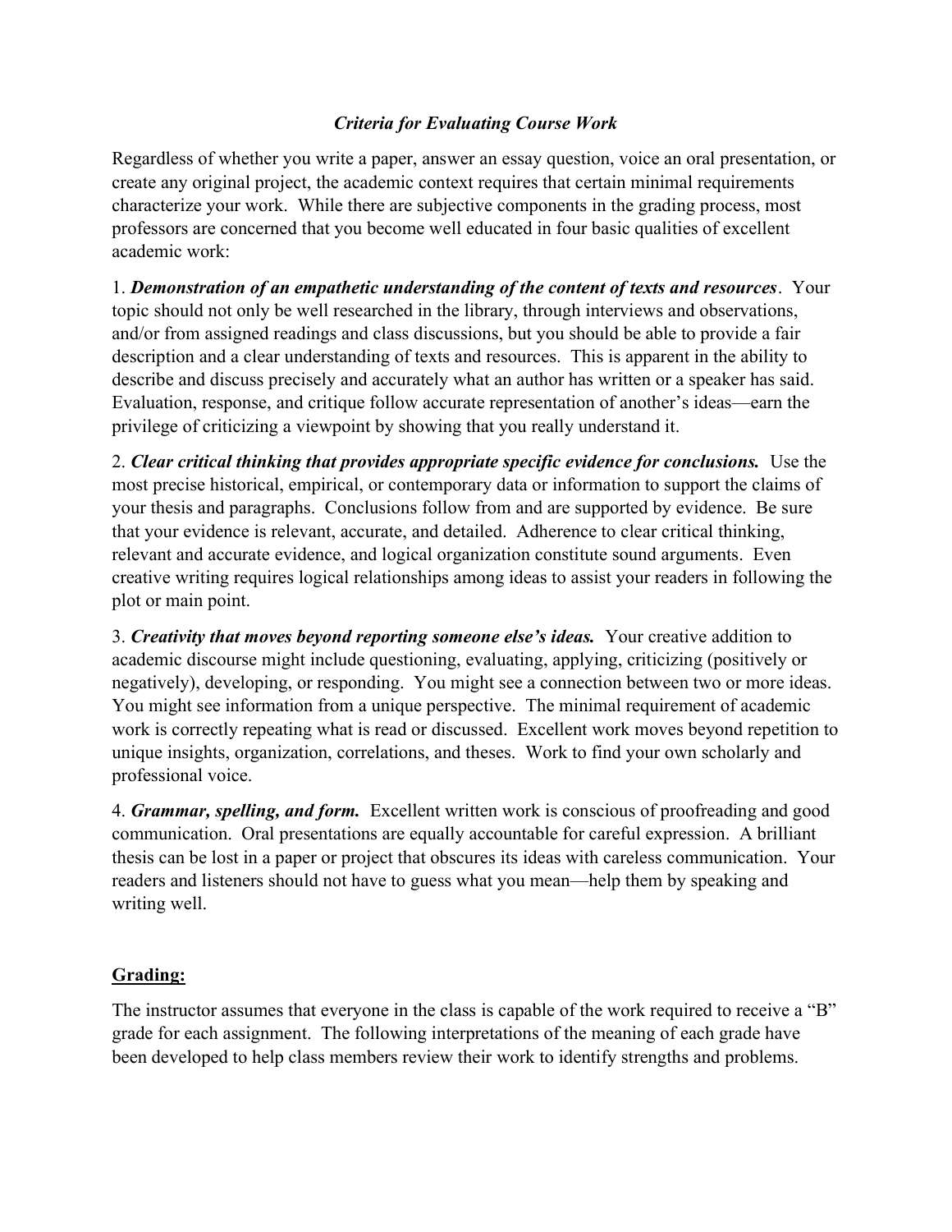### *Criteria for Evaluating Course Work*

Regardless of whether you write a paper, answer an essay question, voice an oral presentation, or create any original project, the academic context requires that certain minimal requirements characterize your work. While there are subjective components in the grading process, most professors are concerned that you become well educated in four basic qualities of excellent academic work:

1. ***Demonstration of an empathetic understanding of the content of texts and resources***. Your topic should not only be well researched in the library, through interviews and observations, and/or from assigned readings and class discussions, but you should be able to provide a fair description and a clear understanding of texts and resources. This is apparent in the ability to describe and discuss precisely and accurately what an author has written or a speaker has said. Evaluation, response, and critique follow accurate representation of another's ideas—earn the privilege of criticizing a viewpoint by showing that you really understand it.

2. ***Clear critical thinking that provides appropriate specific evidence for conclusions.*** Use the most precise historical, empirical, or contemporary data or information to support the claims of your thesis and paragraphs. Conclusions follow from and are supported by evidence. Be sure that your evidence is relevant, accurate, and detailed. Adherence to clear critical thinking, relevant and accurate evidence, and logical organization constitute sound arguments. Even creative writing requires logical relationships among ideas to assist your readers in following the plot or main point.

3. ***Creativity that moves beyond reporting someone else's ideas.*** Your creative addition to academic discourse might include questioning, evaluating, applying, criticizing (positively or negatively), developing, or responding. You might see a connection between two or more ideas. You might see information from a unique perspective. The minimal requirement of academic work is correctly repeating what is read or discussed. Excellent work moves beyond repetition to unique insights, organization, correlations, and theses. Work to find your own scholarly and professional voice.

4. ***Grammar, spelling, and form.*** Excellent written work is conscious of proofreading and good communication. Oral presentations are equally accountable for careful expression. A brilliant thesis can be lost in a paper or project that obscures its ideas with careless communication. Your readers and listeners should not have to guess what you mean—help them by speaking and writing well.

## <u>**Grading:**</u>

The instructor assumes that everyone in the class is capable of the work required to receive a "B" grade for each assignment. The following interpretations of the meaning of each grade have been developed to help class members review their work to identify strengths and problems.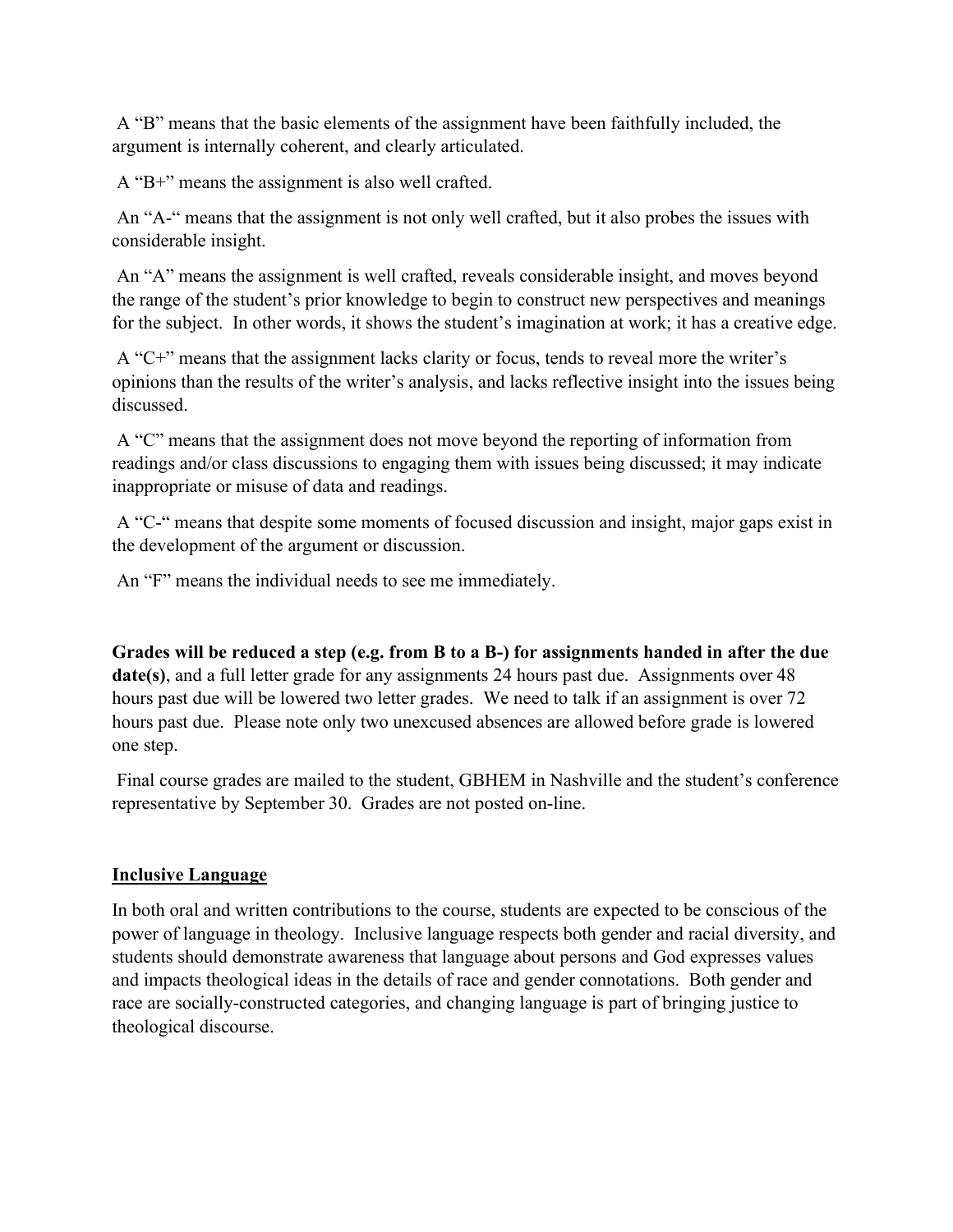A "B" means that the basic elements of the assignment have been faithfully included, the argument is internally coherent, and clearly articulated.

A "B+" means the assignment is also well crafted.

An "A-" means that the assignment is not only well crafted, but it also probes the issues with considerable insight.

An "A" means the assignment is well crafted, reveals considerable insight, and moves beyond the range of the student's prior knowledge to begin to construct new perspectives and meanings for the subject. In other words, it shows the student's imagination at work; it has a creative edge.

A "C+" means that the assignment lacks clarity or focus, tends to reveal more the writer's opinions than the results of the writer's analysis, and lacks reflective insight into the issues being discussed.

A "C" means that the assignment does not move beyond the reporting of information from readings and/or class discussions to engaging them with issues being discussed; it may indicate inappropriate or misuse of data and readings.

A "C-" means that despite some moments of focused discussion and insight, major gaps exist in the development of the argument or discussion.

An "F" means the individual needs to see me immediately.

**Grades will be reduced a step (e.g. from B to a B-) for assignments handed in after the due date(s)**, and a full letter grade for any assignments 24 hours past due. Assignments over 48 hours past due will be lowered two letter grades. We need to talk if an assignment is over 72 hours past due. Please note only two unexcused absences are allowed before grade is lowered one step.

Final course grades are mailed to the student, GBHEM in Nashville and the student's conference representative by September 30. Grades are not posted on-line.

## Inclusive Language

In both oral and written contributions to the course, students are expected to be conscious of the power of language in theology. Inclusive language respects both gender and racial diversity, and students should demonstrate awareness that language about persons and God expresses values and impacts theological ideas in the details of race and gender connotations. Both gender and race are socially-constructed categories, and changing language is part of bringing justice to theological discourse.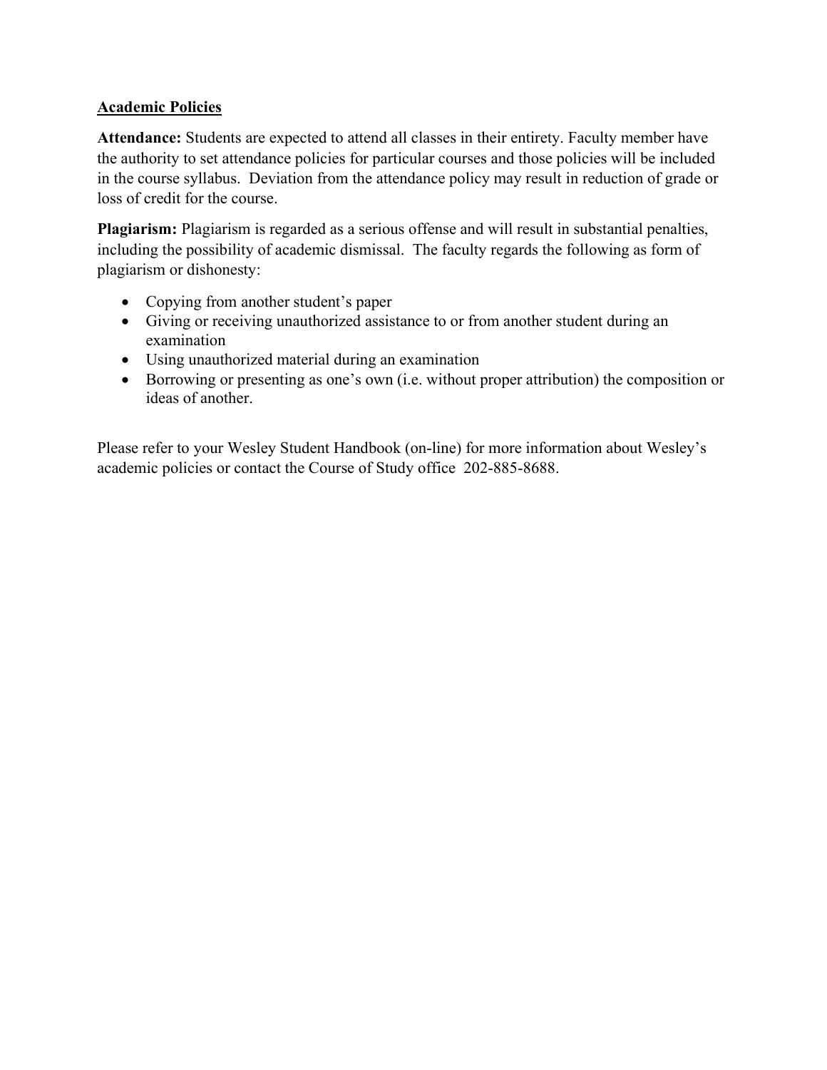## <u>Academic Policies</u>

**Attendance:** Students are expected to attend all classes in their entirety. Faculty member have the authority to set attendance policies for particular courses and those policies will be included in the course syllabus. Deviation from the attendance policy may result in reduction of grade or loss of credit for the course.

**Plagiarism:** Plagiarism is regarded as a serious offense and will result in substantial penalties, including the possibility of academic dismissal. The faculty regards the following as form of plagiarism or dishonesty:

- Copying from another student's paper
- Giving or receiving unauthorized assistance to or from another student during an examination
- Using unauthorized material during an examination
- Borrowing or presenting as one's own (i.e. without proper attribution) the composition or ideas of another.

Please refer to your Wesley Student Handbook (on-line) for more information about Wesley's academic policies or contact the Course of Study office 202-885-8688.